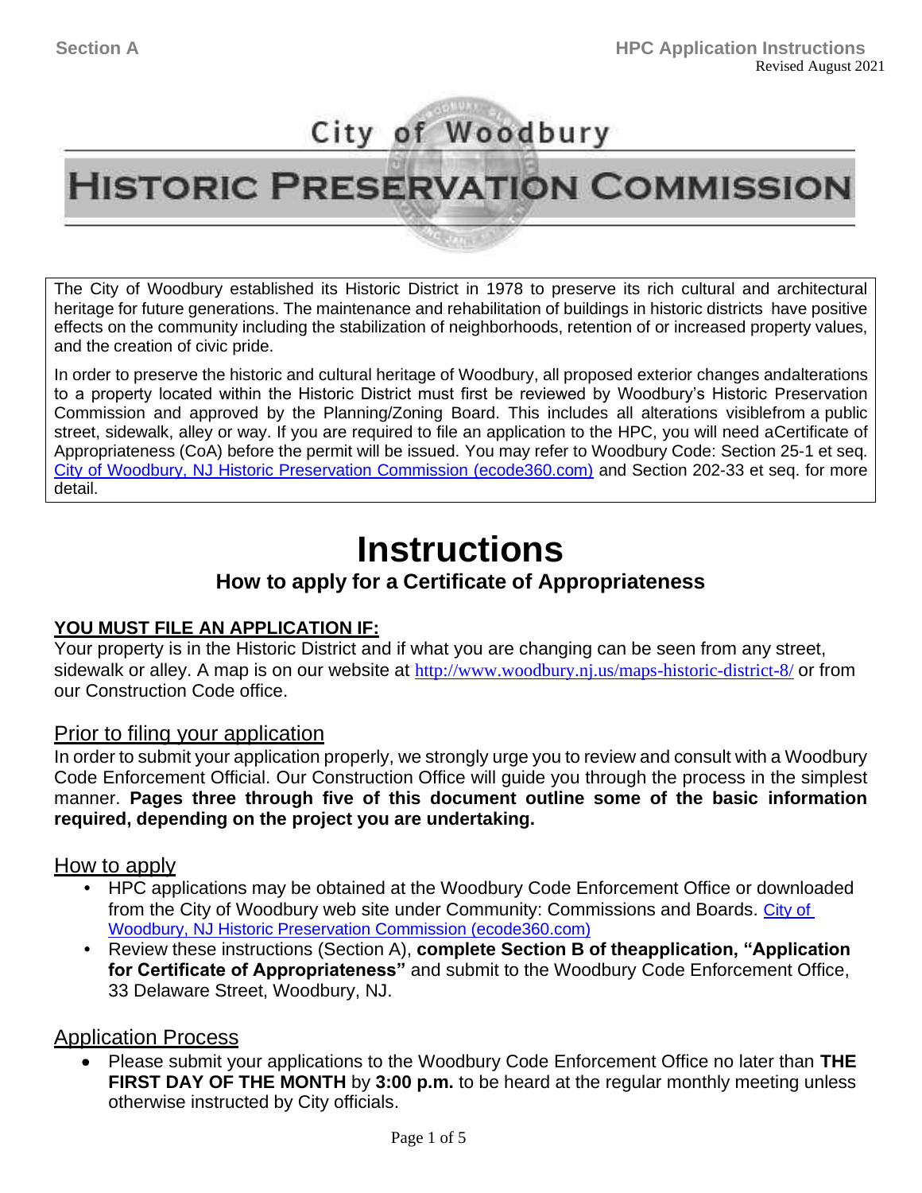# City of Woodbury

# HISTORIC PRESERVATION COMMISSION

The City of Woodbury established its Historic District in 1978 to preserve its rich cultural and architectural heritage for future generations. The maintenance and rehabilitation of buildings in historic districts have positive effects on the community including the stabilization of neighborhoods, retention of or increased property values, and the creation of civic pride.

In order to preserve the historic and cultural heritage of Woodbury, all proposed exterior changes andalterations to a property located within the Historic District must first be reviewed by Woodbury's Historic Preservation Commission and approved by the Planning/Zoning Board. This includes all alterations visiblefrom a public street, sidewalk, alley or way. If you are required to file an application to the HPC, you will need aCertificate of Appropriateness (CoA) before the permit will be issued. You may refer to Woodbury Code: Section 25-1 et seq. City of Woodbury, NJ Historic Preservation Commission (ecode360.com) and Section 202-33 et seq. for more detail.

# Instructions

## How to apply for a Certificate of Appropriateness

**YOU MUST FILE AN APPLICATION IF:**

Your property is in the Historic District and if what you are changing can be seen from any street, sidewalk or alley. A map is on our website at http://www.woodbury.nj.us/maps-historic-district-8/ or from our Construction Code office.

### Prior to filing your application

In order to submit your application properly, we strongly urge you to review and consult with a Woodbury Code Enforcement Official. Our Construction Office will guide you through the process in the simplest manner. **Pages three through five of this document outline some of the basic information required, depending on the project you are undertaking.**

### How to apply

- HPC applications may be obtained at the Woodbury Code Enforcement Office or downloaded from the City of Woodbury web site under Community: Commissions and Boards. City of Woodbury, NJ Historic Preservation Commission (ecode360.com)
- Review these instructions (Section A), **complete Section B of theapplication, "Application for Certificate of Appropriateness"** and submit to the Woodbury Code Enforcement Office, 33 Delaware Street, Woodbury, NJ.

### Application Process

- Please submit your applications to the Woodbury Code Enforcement Office no later than **THE FIRST DAY OF THE MONTH** by **3:00 p.m.** to be heard at the regular monthly meeting unless otherwise instructed by City officials.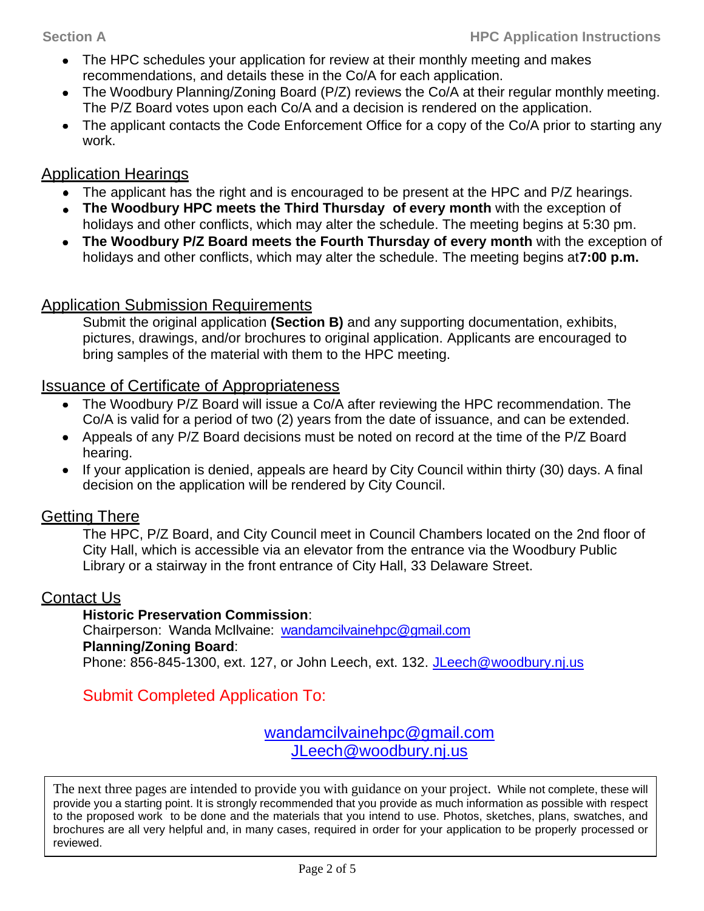- The HPC schedules your application for review at their monthly meeting and makes recommendations, and details these in the Co/A for each application.
- The Woodbury Planning/Zoning Board (P/Z) reviews the Co/A at their regular monthly meeting. The P/Z Board votes upon each Co/A and a decision is rendered on the application.
- The applicant contacts the Code Enforcement Office for a copy of the Co/A prior to starting any work.

## Application Hearings

- The applicant has the right and is encouraged to be present at the HPC and P/Z hearings.
- **The Woodbury HPC meets the Third Thursday of every month** with the exception of holidays and other conflicts, which may alter the schedule. The meeting begins at 5:30 pm.
- **The Woodbury P/Z Board meets the Fourth Thursday of every month** with the exception of holidays and other conflicts, which may alter the schedule. The meeting begins at **7:00 p.m.**

## Application Submission Requirements

Submit the original application **(Section B)** and any supporting documentation, exhibits, pictures, drawings, and/or brochures to original application. Applicants are encouraged to bring samples of the material with them to the HPC meeting.

## Issuance of Certificate of Appropriateness

- The Woodbury P/Z Board will issue a Co/A after reviewing the HPC recommendation. The Co/A is valid for a period of two (2) years from the date of issuance, and can be extended.
- Appeals of any P/Z Board decisions must be noted on record at the time of the P/Z Board hearing.
- If your application is denied, appeals are heard by City Council within thirty (30) days. A final decision on the application will be rendered by City Council.

## Getting There

The HPC, P/Z Board, and City Council meet in Council Chambers located on the 2nd floor of City Hall, which is accessible via an elevator from the entrance via the Woodbury Public Library or a stairway in the front entrance of City Hall, 33 Delaware Street.

## Contact Us

**Historic Preservation Commission**:
Chairperson: Wanda McIlvaine: wandamcilvainehpc@gmail.com
**Planning/Zoning Board**:
Phone: 856-845-1300, ext. 127, or John Leech, ext. 132. JLeech@woodbury.nj.us

### Submit Completed Application To:

wandamcilvainehpc@gmail.com
JLeech@woodbury.nj.us

The next three pages are intended to provide you with guidance on your project. While not complete, these will provide you a starting point. It is strongly recommended that you provide as much information as possible with respect to the proposed work to be done and the materials that you intend to use. Photos, sketches, plans, swatches, and brochures are all very helpful and, in many cases, required in order for your application to be properly processed or reviewed.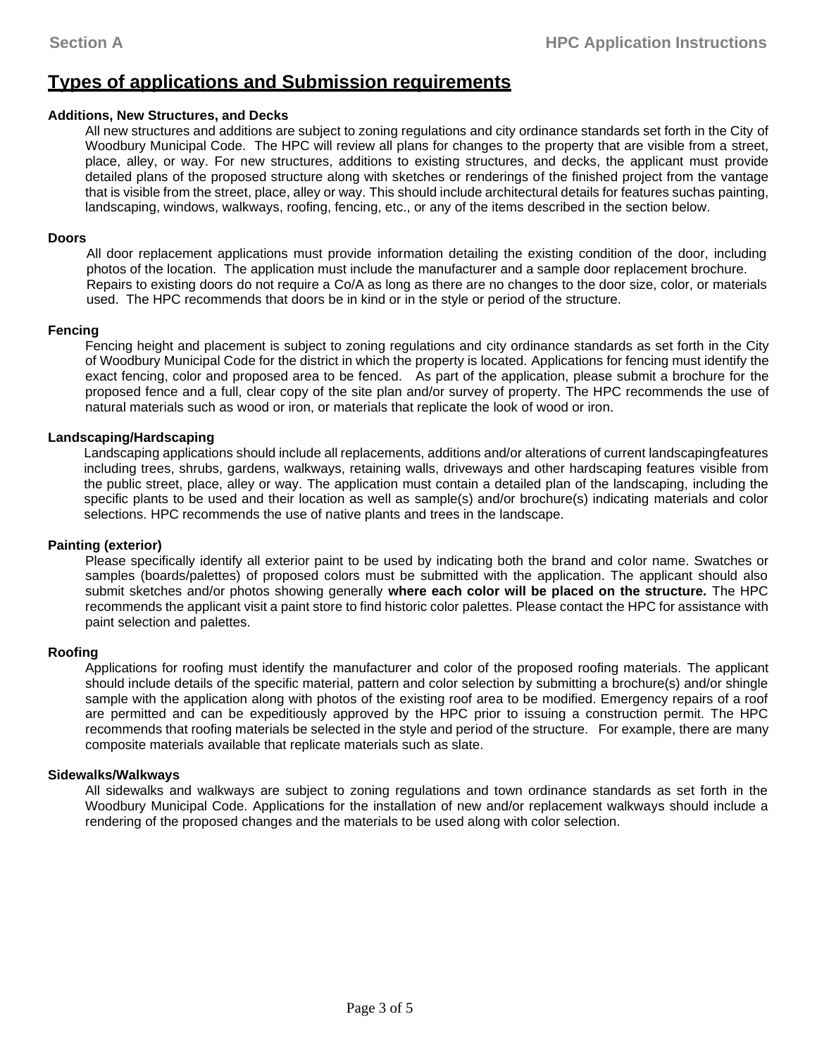## Types of applications and Submission requirements

**Additions, New Structures, and Decks**

All new structures and additions are subject to zoning regulations and city ordinance standards set forth in the City of Woodbury Municipal Code. The HPC will review all plans for changes to the property that are visible from a street, place, alley, or way. For new structures, additions to existing structures, and decks, the applicant must provide detailed plans of the proposed structure along with sketches or renderings of the finished project from the vantage that is visible from the street, place, alley or way. This should include architectural details for features suchas painting, landscaping, windows, walkways, roofing, fencing, etc., or any of the items described in the section below.

**Doors**

All door replacement applications must provide information detailing the existing condition of the door, including photos of the location. The application must include the manufacturer and a sample door replacement brochure. Repairs to existing doors do not require a Co/A as long as there are no changes to the door size, color, or materials used. The HPC recommends that doors be in kind or in the style or period of the structure.

**Fencing**

Fencing height and placement is subject to zoning regulations and city ordinance standards as set forth in the City of Woodbury Municipal Code for the district in which the property is located. Applications for fencing must identify the exact fencing, color and proposed area to be fenced. As part of the application, please submit a brochure for the proposed fence and a full, clear copy of the site plan and/or survey of property. The HPC recommends the use of natural materials such as wood or iron, or materials that replicate the look of wood or iron.

**Landscaping/Hardscaping**

Landscaping applications should include all replacements, additions and/or alterations of current landscapingfeatures including trees, shrubs, gardens, walkways, retaining walls, driveways and other hardscaping features visible from the public street, place, alley or way. The application must contain a detailed plan of the landscaping, including the specific plants to be used and their location as well as sample(s) and/or brochure(s) indicating materials and color selections. HPC recommends the use of native plants and trees in the landscape.

**Painting (exterior)**

Please specifically identify all exterior paint to be used by indicating both the brand and color name. Swatches or samples (boards/palettes) of proposed colors must be submitted with the application. The applicant should also submit sketches and/or photos showing generally **where each color will be placed on the structure.** The HPC recommends the applicant visit a paint store to find historic color palettes. Please contact the HPC for assistance with paint selection and palettes.

**Roofing**

Applications for roofing must identify the manufacturer and color of the proposed roofing materials. The applicant should include details of the specific material, pattern and color selection by submitting a brochure(s) and/or shingle sample with the application along with photos of the existing roof area to be modified. Emergency repairs of a roof are permitted and can be expeditiously approved by the HPC prior to issuing a construction permit. The HPC recommends that roofing materials be selected in the style and period of the structure. For example, there are many composite materials available that replicate materials such as slate.

**Sidewalks/Walkways**

All sidewalks and walkways are subject to zoning regulations and town ordinance standards as set forth in the Woodbury Municipal Code. Applications for the installation of new and/or replacement walkways should include a rendering of the proposed changes and the materials to be used along with color selection.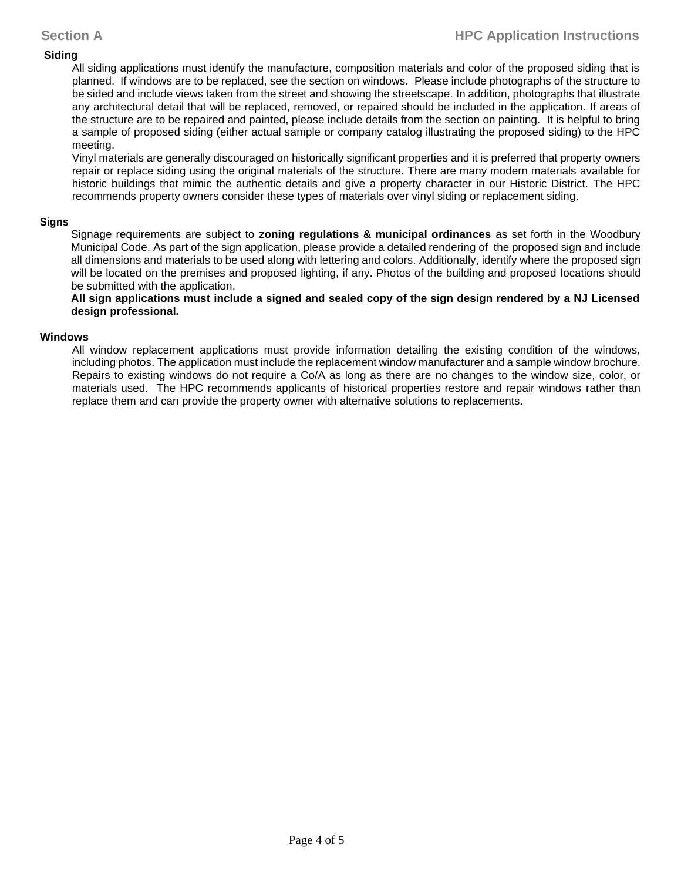## Siding

All siding applications must identify the manufacture, composition materials and color of the proposed siding that is planned. If windows are to be replaced, see the section on windows. Please include photographs of the structure to be sided and include views taken from the street and showing the streetscape. In addition, photographs that illustrate any architectural detail that will be replaced, removed, or repaired should be included in the application. If areas of the structure are to be repaired and painted, please include details from the section on painting. It is helpful to bring a sample of proposed siding (either actual sample or company catalog illustrating the proposed siding) to the HPC meeting.

Vinyl materials are generally discouraged on historically significant properties and it is preferred that property owners repair or replace siding using the original materials of the structure. There are many modern materials available for historic buildings that mimic the authentic details and give a property character in our Historic District. The HPC recommends property owners consider these types of materials over vinyl siding or replacement siding.

## Signs

Signage requirements are subject to **zoning regulations & municipal ordinances** as set forth in the Woodbury Municipal Code. As part of the sign application, please provide a detailed rendering of the proposed sign and include all dimensions and materials to be used along with lettering and colors. Additionally, identify where the proposed sign will be located on the premises and proposed lighting, if any. Photos of the building and proposed locations should be submitted with the application.

**All sign applications must include a signed and sealed copy of the sign design rendered by a NJ Licensed design professional.**

## Windows

All window replacement applications must provide information detailing the existing condition of the windows, including photos. The application must include the replacement window manufacturer and a sample window brochure. Repairs to existing windows do not require a Co/A as long as there are no changes to the window size, color, or materials used. The HPC recommends applicants of historical properties restore and repair windows rather than replace them and can provide the property owner with alternative solutions to replacements.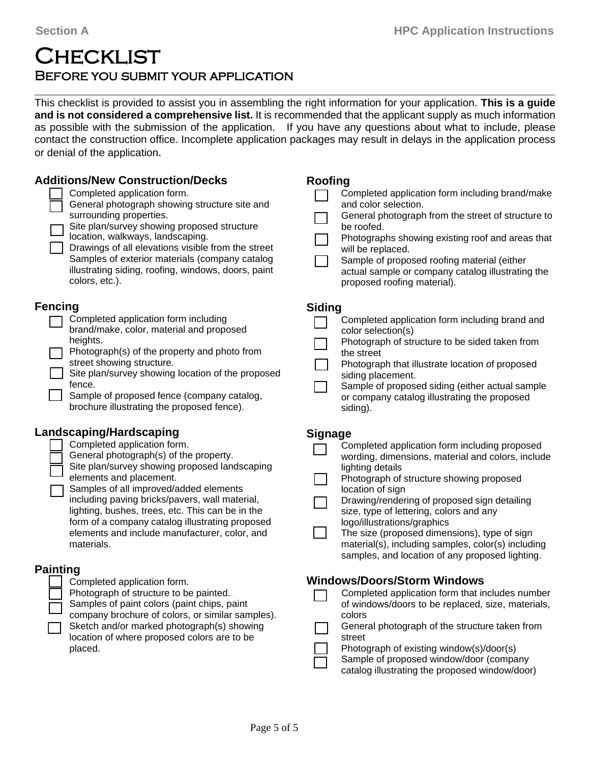# Checklist

## Before you submit your application

This checklist is provided to assist you in assembling the right information for your application. **This is a guide and is not considered a comprehensive list.** It is recommended that the applicant supply as much information as possible with the submission of the application. If you have any questions about what to include, please contact the construction office. Incomplete application packages may result in delays in the application process or denial of the application.

### Additions/New Construction/Decks

- [ ] Completed application form.
- [ ] General photograph showing structure site and surrounding properties.
- [ ] Site plan/survey showing proposed structure location, walkways, landscaping.
- [ ] Drawings of all elevations visible from the street
- Samples of exterior materials (company catalog illustrating siding, roofing, windows, doors, paint colors, etc.).

### Fencing

- [ ] Completed application form including brand/make, color, material and proposed heights.
- [ ] Photograph(s) of the property and photo from street showing structure.
- [ ] Site plan/survey showing location of the proposed fence.
- [ ] Sample of proposed fence (company catalog, brochure illustrating the proposed fence).

### Landscaping/Hardscaping

- [ ] Completed application form.
- [ ] General photograph(s) of the property.
- [ ] Site plan/survey showing proposed landscaping elements and placement.
- [ ] Samples of all improved/added elements including paving bricks/pavers, wall material, lighting, bushes, trees, etc. This can be in the form of a company catalog illustrating proposed elements and include manufacturer, color, and materials.

### Painting

- [ ] Completed application form.
- [ ] Photograph of structure to be painted.
- [ ] Samples of paint colors (paint chips, paint company brochure of colors, or similar samples).
- [ ] Sketch and/or marked photograph(s) showing location of where proposed colors are to be placed.

### Roofing

- [ ] Completed application form including brand/make and color selection.
- [ ] General photograph from the street of structure to be roofed.
- [ ] Photographs showing existing roof and areas that will be replaced.
- [ ] Sample of proposed roofing material (either actual sample or company catalog illustrating the proposed roofing material).

### Siding

- [ ] Completed application form including brand and color selection(s)
- [ ] Photograph of structure to be sided taken from the street
- [ ] Photograph that illustrate location of proposed siding placement.
- [ ] Sample of proposed siding (either actual sample or company catalog illustrating the proposed siding).

### Signage

- [ ] Completed application form including proposed wording, dimensions, material and colors, include lighting details
- [ ] Photograph of structure showing proposed location of sign
- [ ] Drawing/rendering of proposed sign detailing size, type of lettering, colors and any logo/illustrations/graphics
- [ ] The size (proposed dimensions), type of sign material(s), including samples, color(s) including samples, and location of any proposed lighting.

### Windows/Doors/Storm Windows

- [ ] Completed application form that includes number of windows/doors to be replaced, size, materials, colors
- [ ] General photograph of the structure taken from street
- [ ] Photograph of existing window(s)/door(s)
- [ ] Sample of proposed window/door (company catalog illustrating the proposed window/door)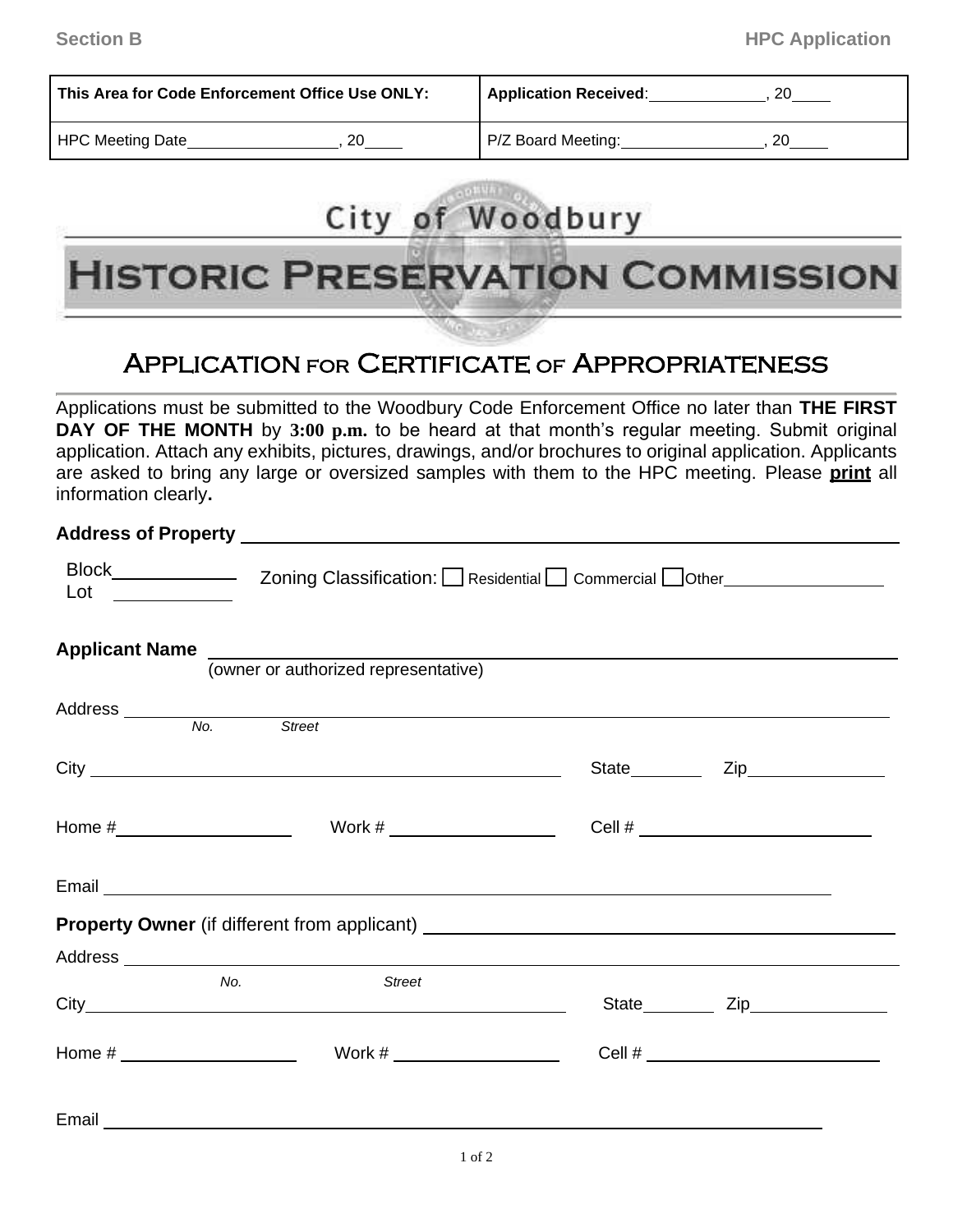Section B HPC Application

| This Area for Code Enforcement Office Use ONLY: | **Application Received**:_____________, 20____ |
|---|---|
| HPC Meeting Date________________, 20____ | P/Z Board Meeting:_______________, 20____ |

# City of Woodbury

# Historic Preservation Commission

## Application for Certificate of Appropriateness

Applications must be submitted to the Woodbury Code Enforcement Office no later than **THE FIRST DAY OF THE MONTH** by **3:00 p.m.** to be heard at that month's regular meeting. Submit original application. Attach any exhibits, pictures, drawings, and/or brochures to original application. Applicants are asked to bring any large or oversized samples with them to the HPC meeting. Please **print** all information clearly**.**

**Address of Property** ____________________________________________

Block____________ Zoning Classification: ☐ Residential ☐ Commercial ☐ Other________________

Lot ____________

**Applicant Name** ____________________________________________
(owner or authorized representative)

Address ____________________________________________
*No.* *Street*

City ______________________________ State________ Zip______________

Home #________________ Work # ________________ Cell # ______________________

Email ____________________________________________

**Property Owner** (if different from applicant) ______________________________

Address ____________________________________________
*No.* *Street*

City______________________________ State________ Zip______________

Home # ________________ Work # ________________ Cell # ______________________

Email ____________________________________________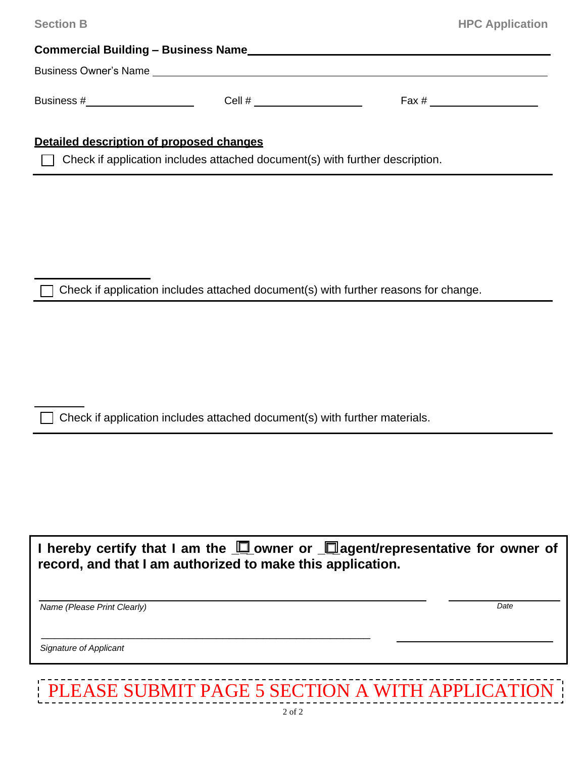**Section B** | **HPC Application**

**Commercial Building – Business Name** ______________________________

Business Owner's Name ______________________________

Business # ____________ Cell # ____________ Fax # ____________

**Detailed description of proposed changes**

☐ Check if application includes attached document(s) with further description.

☐ Check if application includes attached document(s) with further reasons for change.

☐ Check if application includes attached document(s) with further materials.

**I hereby certify that I am the ☐ owner or ☐ agent/representative for owner of record, and that I am authorized to make this application.**

______________________________ ____________
*Name (Please Print Clearly)* *Date*

______________________________ ____________
*Signature of Applicant*

PLEASE SUBMIT PAGE 5 SECTION A WITH APPLICATION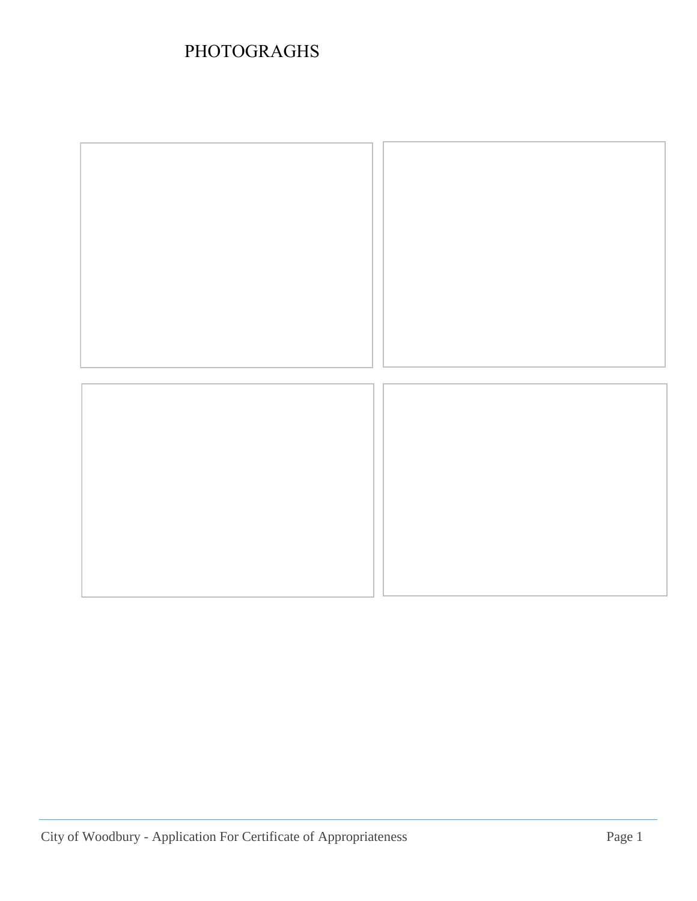# PHOTOGRAGHS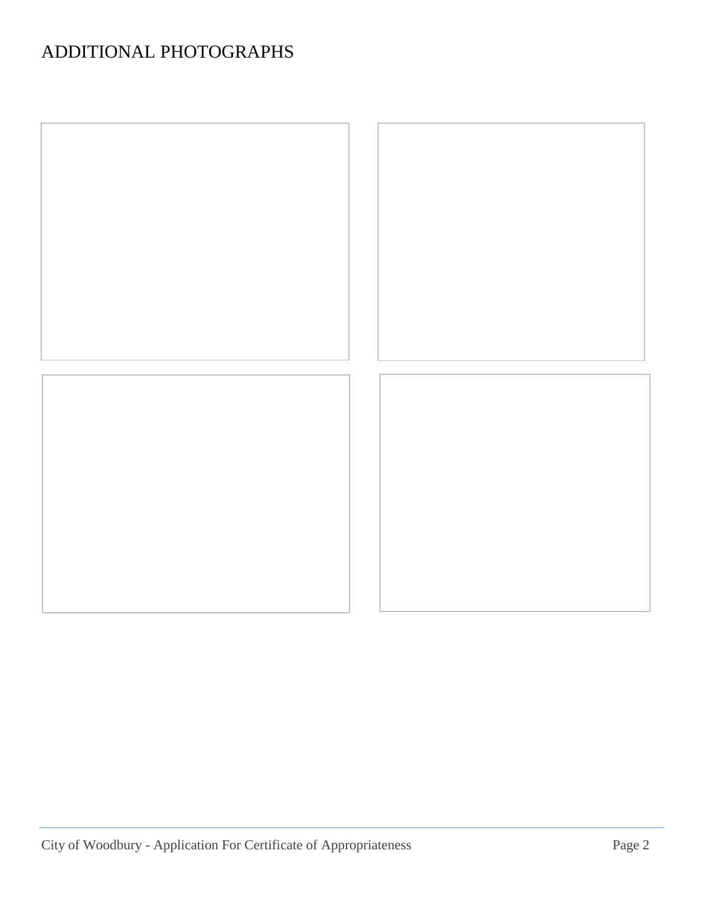# ADDITIONAL PHOTOGRAPHS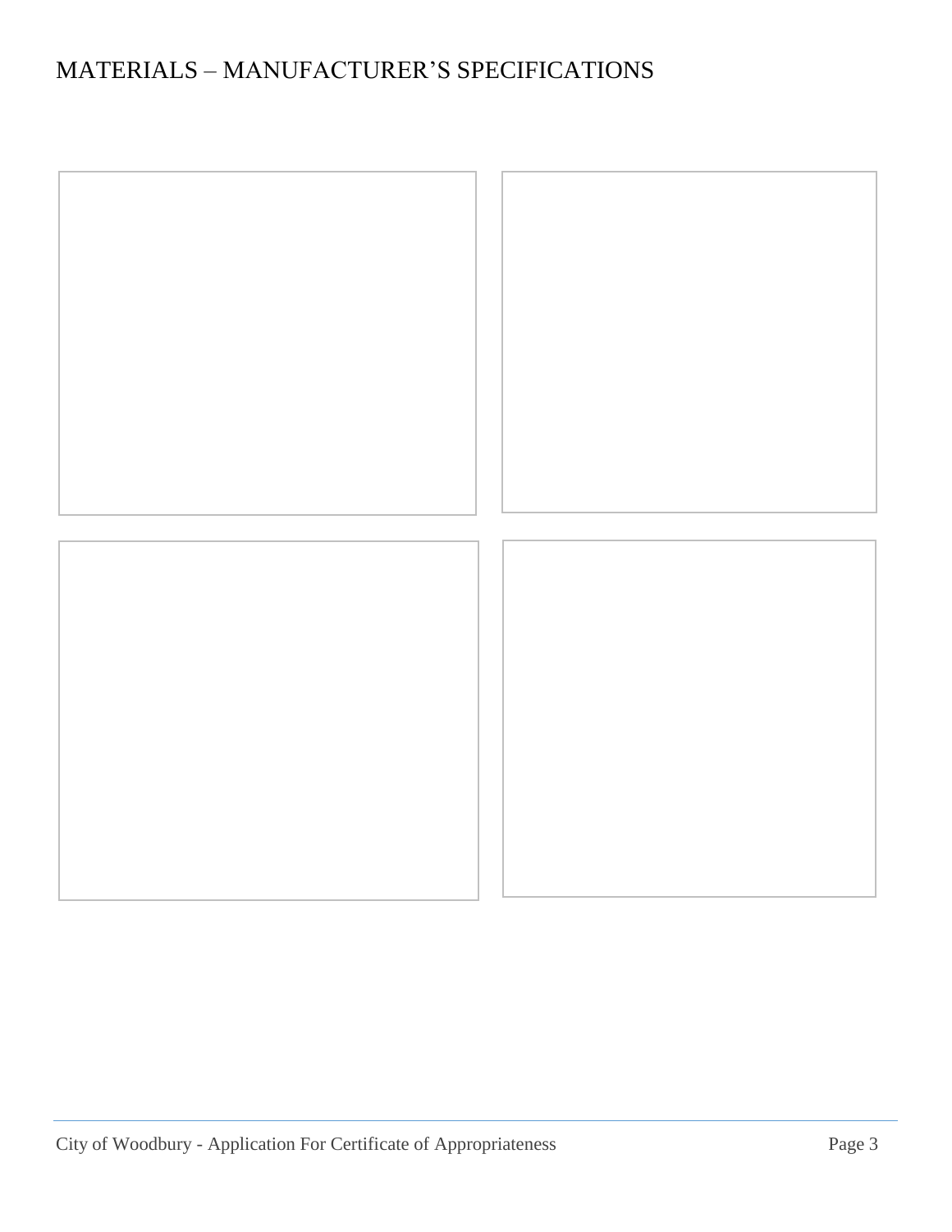# MATERIALS – MANUFACTURER'S SPECIFICATIONS